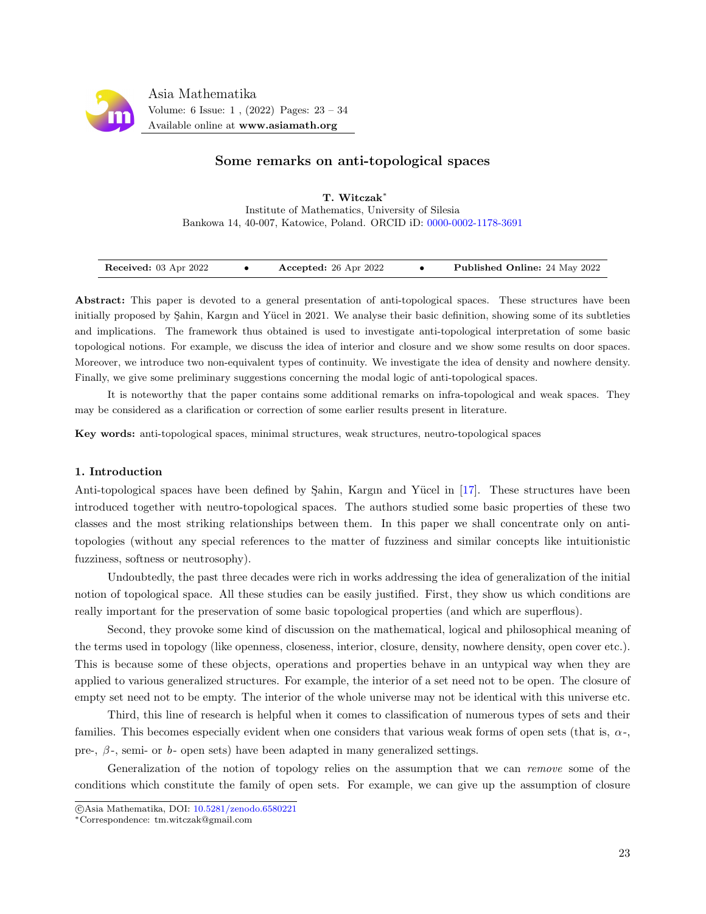# Some remarks on anti-topological spaces

**T. Witczak***

Institute of Mathematics, University of Silesia
Bankowa 14, 40-007, Katowice, Poland. ORCID iD: 0000-0002-1178-3691

**Received:** 03 Apr 2022 • **Accepted:** 26 Apr 2022 • **Published Online:** 24 May 2022

**Abstract:** This paper is devoted to a general presentation of anti-topological spaces. These structures have been initially proposed by Şahin, Kargın and Yücel in 2021. We analyse their basic definition, showing some of its subtleties and implications. The framework thus obtained is used to investigate anti-topological interpretation of some basic topological notions. For example, we discuss the idea of interior and closure and we show some results on door spaces. Moreover, we introduce two non-equivalent types of continuity. We investigate the idea of density and nowhere density. Finally, we give some preliminary suggestions concerning the modal logic of anti-topological spaces.

It is noteworthy that the paper contains some additional remarks on infra-topological and weak spaces. They may be considered as a clarification or correction of some earlier results present in literature.

**Key words:** anti-topological spaces, minimal structures, weak structures, neutro-topological spaces

## 1. Introduction

Anti-topological spaces have been defined by Şahin, Kargın and Yücel in [17]. These structures have been introduced together with neutro-topological spaces. The authors studied some basic properties of these two classes and the most striking relationships between them. In this paper we shall concentrate only on anti-topologies (without any special references to the matter of fuzziness and similar concepts like intuitionistic fuzziness, softness or neutrosophy).

Undoubtedly, the past three decades were rich in works addressing the idea of generalization of the initial notion of topological space. All these studies can be easily justified. First, they show us which conditions are really important for the preservation of some basic topological properties (and which are superflous).

Second, they provoke some kind of discussion on the mathematical, logical and philosophical meaning of the terms used in topology (like openness, closeness, interior, closure, density, nowhere density, open cover etc.). This is because some of these objects, operations and properties behave in an untypical way when they are applied to various generalized structures. For example, the interior of a set need not to be open. The closure of empty set need not to be empty. The interior of the whole universe may not be identical with this universe etc.

Third, this line of research is helpful when it comes to classification of numerous types of sets and their families. This becomes especially evident when one considers that various weak forms of open sets (that is, $\alpha$-, pre-, $\beta$-, semi- or $b$- open sets) have been adapted in many generalized settings.

Generalization of the notion of topology relies on the assumption that we can *remove* some of the conditions which constitute the family of open sets. For example, we can give up the assumption of closure

©Asia Mathematika, DOI: 10.5281/zenodo.6580221
*Correspondence: tm.witczak@gmail.com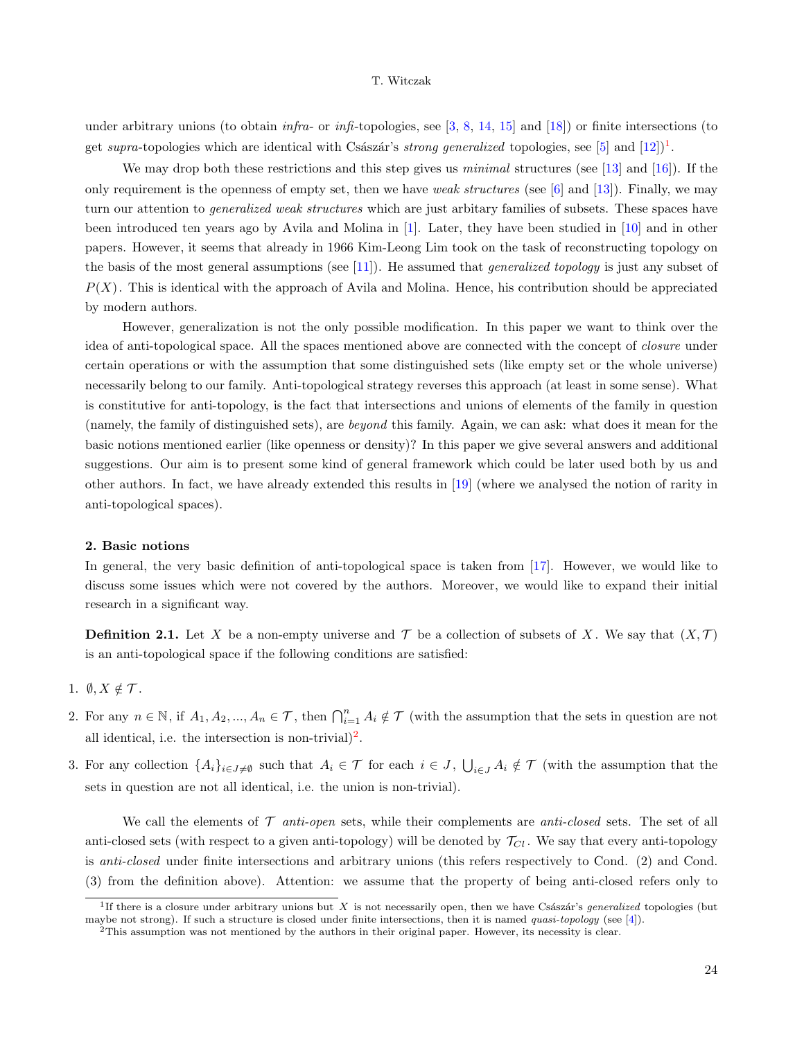under arbitrary unions (to obtain *infra-* or *infi*-topologies, see [3, 8, 14, 15] and [18]) or finite intersections (to get *supra*-topologies which are identical with Császár's *strong generalized* topologies, see [5] and [12])[1].

We may drop both these restrictions and this step gives us *minimal* structures (see [13] and [16]). If the only requirement is the openness of empty set, then we have *weak structures* (see [6] and [13]). Finally, we may turn our attention to *generalized weak structures* which are just arbitary families of subsets. These spaces have been introduced ten years ago by Avila and Molina in [1]. Later, they have been studied in [10] and in other papers. However, it seems that already in 1966 Kim-Leong Lim took on the task of reconstructing topology on the basis of the most general assumptions (see [11]). He assumed that *generalized topology* is just any subset of $P(X)$. This is identical with the approach of Avila and Molina. Hence, his contribution should be appreciated by modern authors.

However, generalization is not the only possible modification. In this paper we want to think over the idea of anti-topological space. All the spaces mentioned above are connected with the concept of *closure* under certain operations or with the assumption that some distinguished sets (like empty set or the whole universe) necessarily belong to our family. Anti-topological strategy reverses this approach (at least in some sense). What is constitutive for anti-topology, is the fact that intersections and unions of elements of the family in question (namely, the family of distinguished sets), are *beyond* this family. Again, we can ask: what does it mean for the basic notions mentioned earlier (like openness or density)? In this paper we give several answers and additional suggestions. Our aim is to present some kind of general framework which could be later used both by us and other authors. In fact, we have already extended this results in [19] (where we analysed the notion of rarity in anti-topological spaces).

## 2. Basic notions

In general, the very basic definition of anti-topological space is taken from [17]. However, we would like to discuss some issues which were not covered by the authors. Moreover, we would like to expand their initial research in a significant way.

**Definition 2.1.** Let $X$ be a non-empty universe and $\mathcal{T}$ be a collection of subsets of $X$. We say that $(X, \mathcal{T})$ is an anti-topological space if the following conditions are satisfied:

1. $\emptyset, X \notin \mathcal{T}$.
2. For any $n \in \mathbb{N}$, if $A_1, A_2, ..., A_n \in \mathcal{T}$, then $\bigcap_{i=1}^{n} A_i \notin \mathcal{T}$ (with the assumption that the sets in question are not all identical, i.e. the intersection is non-trivial)[2].
3. For any collection $\{A_i\}_{i \in J \neq \emptyset}$ such that $A_i \in \mathcal{T}$ for each $i \in J$, $\bigcup_{i \in J} A_i \notin \mathcal{T}$ (with the assumption that the sets in question are not all identical, i.e. the union is non-trivial).

We call the elements of $\mathcal{T}$ *anti-open* sets, while their complements are *anti-closed* sets. The set of all anti-closed sets (with respect to a given anti-topology) will be denoted by $\mathcal{T}_{Cl}$. We say that every anti-topology is *anti-closed* under finite intersections and arbitrary unions (this refers respectively to Cond. (2) and Cond. (3) from the definition above). Attention: we assume that the property of being anti-closed refers only to

---

[1] If there is a closure under arbitrary unions but $X$ is not necessarily open, then we have Császár's *generalized* topologies (but maybe not strong). If such a structure is closed under finite intersections, then it is named *quasi-topology* (see [4]).

[2] This assumption was not mentioned by the authors in their original paper. However, its necessity is clear.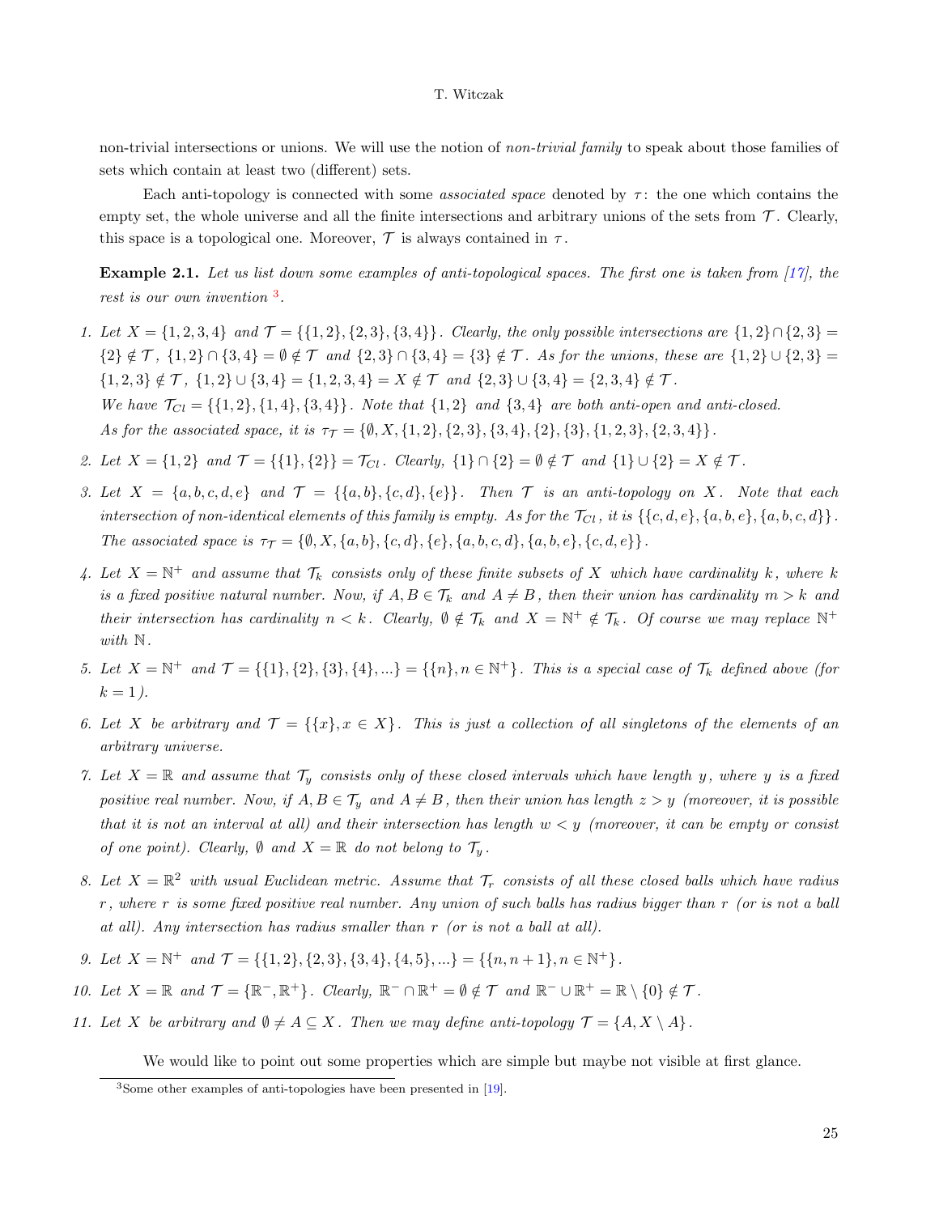non-trivial intersections or unions. We will use the notion of *non-trivial family* to speak about those families of sets which contain at least two (different) sets.

Each anti-topology is connected with some *associated space* denoted by $\tau$: the one which contains the empty set, the whole universe and all the finite intersections and arbitrary unions of the sets from $\mathcal{T}$. Clearly, this space is a topological one. Moreover, $\mathcal{T}$ is always contained in $\tau$.

**Example 2.1.** *Let us list down some examples of anti-topological spaces. The first one is taken from [17], the rest is our own invention* [3].

1. *Let $X = \{1, 2, 3, 4\}$ and $\mathcal{T} = \{\{1, 2\}, \{2, 3\}, \{3, 4\}\}$. Clearly, the only possible intersections are $\{1, 2\} \cap \{2, 3\} = \{2\} \notin \mathcal{T}$, $\{1, 2\} \cap \{3, 4\} = \emptyset \notin \mathcal{T}$ and $\{2, 3\} \cap \{3, 4\} = \{3\} \notin \mathcal{T}$. As for the unions, these are $\{1, 2\} \cup \{2, 3\} = \{1, 2, 3\} \notin \mathcal{T}$, $\{1, 2\} \cup \{3, 4\} = \{1, 2, 3, 4\} = X \notin \mathcal{T}$ and $\{2, 3\} \cup \{3, 4\} = \{2, 3, 4\} \notin \mathcal{T}$.*
   *We have $\mathcal{T}_{Cl} = \{\{1, 2\}, \{1, 4\}, \{3, 4\}\}$. Note that $\{1, 2\}$ and $\{3, 4\}$ are both anti-open and anti-closed.*
   *As for the associated space, it is $\tau_{\mathcal{T}} = \{\emptyset, X, \{1, 2\}, \{2, 3\}, \{3, 4\}, \{2\}, \{3\}, \{1, 2, 3\}, \{2, 3, 4\}\}$.*

2. *Let $X = \{1, 2\}$ and $\mathcal{T} = \{\{1\}, \{2\}\} = \mathcal{T}_{Cl}$. Clearly, $\{1\} \cap \{2\} = \emptyset \notin \mathcal{T}$ and $\{1\} \cup \{2\} = X \notin \mathcal{T}$.*

3. *Let $X = \{a, b, c, d, e\}$ and $\mathcal{T} = \{\{a, b\}, \{c, d\}, \{e\}\}$. Then $\mathcal{T}$ is an anti-topology on $X$. Note that each intersection of non-identical elements of this family is empty. As for the $\mathcal{T}_{Cl}$, it is $\{\{c, d, e\}, \{a, b, e\}, \{a, b, c, d\}\}$. The associated space is $\tau_{\mathcal{T}} = \{\emptyset, X, \{a, b\}, \{c, d\}, \{e\}, \{a, b, c, d\}, \{a, b, e\}, \{c, d, e\}\}$.*

4. *Let $X = \mathbb{N}^+$ and assume that $\mathcal{T}_k$ consists only of these finite subsets of $X$ which have cardinality $k$, where $k$ is a fixed positive natural number. Now, if $A, B \in \mathcal{T}_k$ and $A \neq B$, then their union has cardinality $m > k$ and their intersection has cardinality $n < k$. Clearly, $\emptyset \notin \mathcal{T}_k$ and $X = \mathbb{N}^+ \notin \mathcal{T}_k$. Of course we may replace $\mathbb{N}^+$ with $\mathbb{N}$.*

5. *Let $X = \mathbb{N}^+$ and $\mathcal{T} = \{\{1\}, \{2\}, \{3\}, \{4\}, ...\} = \{\{n\}, n \in \mathbb{N}^+\}$. This is a special case of $\mathcal{T}_k$ defined above (for $k = 1$).*

6. *Let $X$ be arbitrary and $\mathcal{T} = \{\{x\}, x \in X\}$. This is just a collection of all singletons of the elements of an arbitrary universe.*

7. *Let $X = \mathbb{R}$ and assume that $\mathcal{T}_y$ consists only of these closed intervals which have length $y$, where $y$ is a fixed positive real number. Now, if $A, B \in \mathcal{T}_y$ and $A \neq B$, then their union has length $z > y$ (moreover, it is possible that it is not an interval at all) and their intersection has length $w < y$ (moreover, it can be empty or consist of one point). Clearly, $\emptyset$ and $X = \mathbb{R}$ do not belong to $\mathcal{T}_y$.*

8. *Let $X = \mathbb{R}^2$ with usual Euclidean metric. Assume that $\mathcal{T}_r$ consists of all these closed balls which have radius $r$, where $r$ is some fixed positive real number. Any union of such balls has radius bigger than $r$ (or is not a ball at all). Any intersection has radius smaller than $r$ (or is not a ball at all).*

9. *Let $X = \mathbb{N}^+$ and $\mathcal{T} = \{\{1, 2\}, \{2, 3\}, \{3, 4\}, \{4, 5\}, ...\} = \{\{n, n + 1\}, n \in \mathbb{N}^+\}$.*

10. *Let $X = \mathbb{R}$ and $\mathcal{T} = \{\mathbb{R}^-, \mathbb{R}^+\}$. Clearly, $\mathbb{R}^- \cap \mathbb{R}^+ = \emptyset \notin \mathcal{T}$ and $\mathbb{R}^- \cup \mathbb{R}^+ = \mathbb{R} \setminus \{0\} \notin \mathcal{T}$.*

11. *Let $X$ be arbitrary and $\emptyset \neq A \subseteq X$. Then we may define anti-topology $\mathcal{T} = \{A, X \setminus A\}$.*

We would like to point out some properties which are simple but maybe not visible at first glance.

[3] Some other examples of anti-topologies have been presented in [19].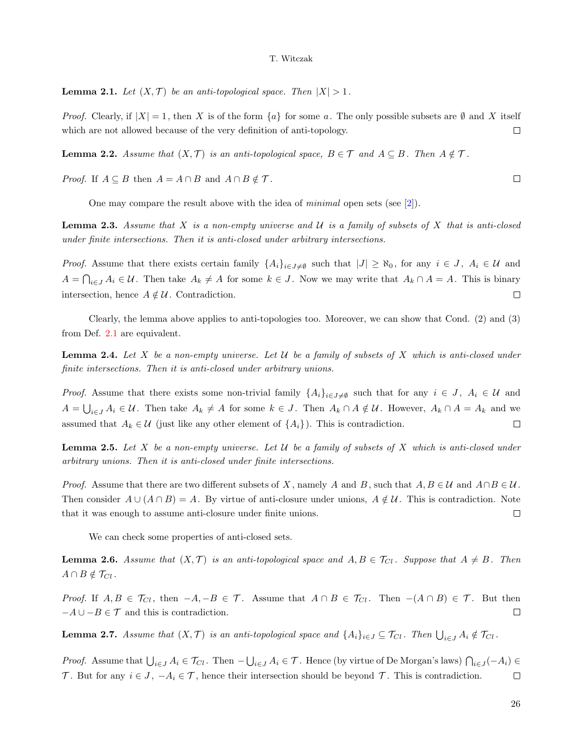**Lemma 2.1.** *Let $(X, \mathcal{T})$ be an anti-topological space. Then $|X| > 1$.*

*Proof.* Clearly, if $|X| = 1$, then $X$ is of the form $\{a\}$ for some $a$. The only possible subsets are $\emptyset$ and $X$ itself which are not allowed because of the very definition of anti-topology. $\square$

**Lemma 2.2.** *Assume that $(X, \mathcal{T})$ is an anti-topological space, $B \in \mathcal{T}$ and $A \subseteq B$. Then $A \notin \mathcal{T}$.*

*Proof.* If $A \subseteq B$ then $A = A \cap B$ and $A \cap B \notin \mathcal{T}$. $\square$

One may compare the result above with the idea of *minimal* open sets (see [2]).

**Lemma 2.3.** *Assume that $X$ is a non-empty universe and $\mathcal{U}$ is a family of subsets of $X$ that is anti-closed under finite intersections. Then it is anti-closed under arbitrary intersections.*

*Proof.* Assume that there exists certain family $\{A_i\}_{i \in J \neq \emptyset}$ such that $|J| \geq \aleph_0$, for any $i \in J$, $A_i \in \mathcal{U}$ and $A = \bigcap_{i \in J} A_i \in \mathcal{U}$. Then take $A_k \neq A$ for some $k \in J$. Now we may write that $A_k \cap A = A$. This is binary intersection, hence $A \notin \mathcal{U}$. Contradiction. $\square$

Clearly, the lemma above applies to anti-topologies too. Moreover, we can show that Cond. (2) and (3) from Def. 2.1 are equivalent.

**Lemma 2.4.** *Let $X$ be a non-empty universe. Let $\mathcal{U}$ be a family of subsets of $X$ which is anti-closed under finite intersections. Then it is anti-closed under arbitrary unions.*

*Proof.* Assume that there exists some non-trivial family $\{A_i\}_{i \in J \neq \emptyset}$ such that for any $i \in J$, $A_i \in \mathcal{U}$ and $A = \bigcup_{i \in J} A_i \in \mathcal{U}$. Then take $A_k \neq A$ for some $k \in J$. Then $A_k \cap A \notin \mathcal{U}$. However, $A_k \cap A = A_k$ and we assumed that $A_k \in \mathcal{U}$ (just like any other element of $\{A_i\}$). This is contradiction. $\square$

**Lemma 2.5.** *Let $X$ be a non-empty universe. Let $\mathcal{U}$ be a family of subsets of $X$ which is anti-closed under arbitrary unions. Then it is anti-closed under finite intersections.*

*Proof.* Assume that there are two different subsets of $X$, namely $A$ and $B$, such that $A, B \in \mathcal{U}$ and $A \cap B \in \mathcal{U}$. Then consider $A \cup (A \cap B) = A$. By virtue of anti-closure under unions, $A \notin \mathcal{U}$. This is contradiction. Note that it was enough to assume anti-closure under finite unions. $\square$

We can check some properties of anti-closed sets.

**Lemma 2.6.** *Assume that $(X, \mathcal{T})$ is an anti-topological space and $A, B \in \mathcal{T}_{Cl}$. Suppose that $A \neq B$. Then $A \cap B \notin \mathcal{T}_{Cl}$.*

*Proof.* If $A, B \in \mathcal{T}_{Cl}$, then $-A, -B \in \mathcal{T}$. Assume that $A \cap B \in \mathcal{T}_{Cl}$. Then $-(A \cap B) \in \mathcal{T}$. But then $-A \cup -B \in \mathcal{T}$ and this is contradiction. $\square$

**Lemma 2.7.** *Assume that $(X, \mathcal{T})$ is an anti-topological space and $\{A_i\}_{i \in J} \subseteq \mathcal{T}_{Cl}$. Then $\bigcup_{i \in J} A_i \notin \mathcal{T}_{Cl}$.*

*Proof.* Assume that $\bigcup_{i \in J} A_i \in \mathcal{T}_{Cl}$. Then $-\bigcup_{i \in J} A_i \in \mathcal{T}$. Hence (by virtue of De Morgan's laws) $\bigcap_{i \in J}(-A_i) \in \mathcal{T}$. But for any $i \in J$, $-A_i \in \mathcal{T}$, hence their intersection should be beyond $\mathcal{T}$. This is contradiction. $\square$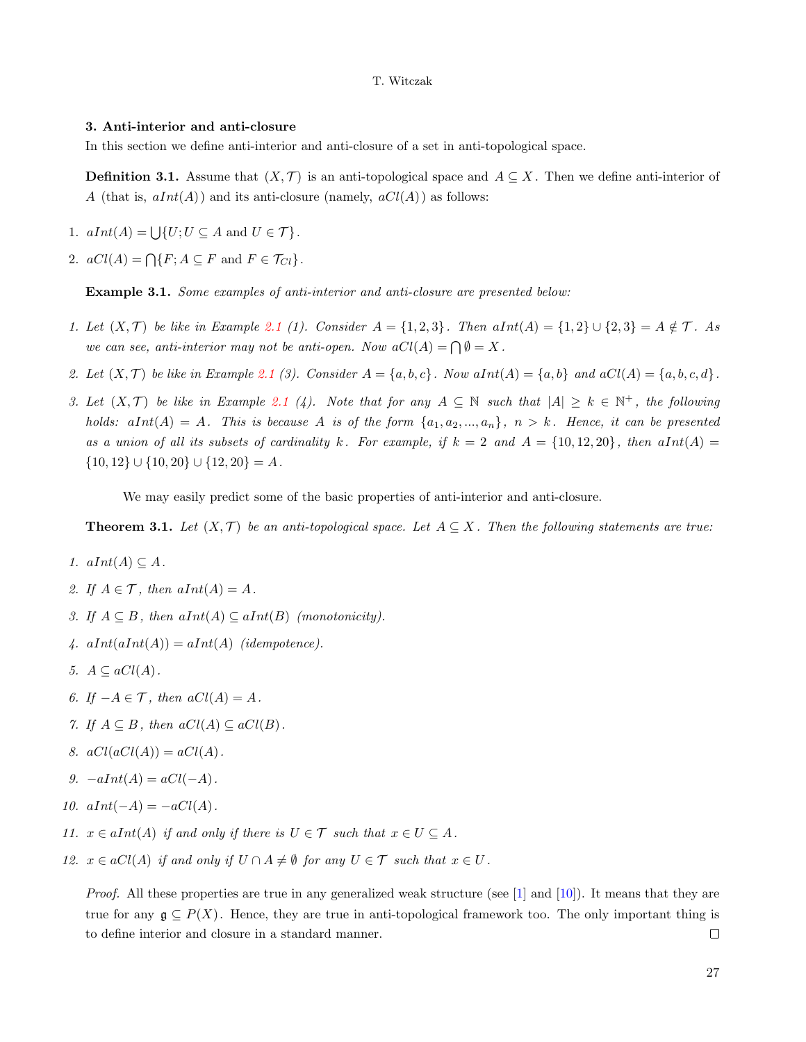## 3. Anti-interior and anti-closure

In this section we define anti-interior and anti-closure of a set in anti-topological space.

**Definition 3.1.** Assume that $(X, \mathcal{T})$ is an anti-topological space and $A \subseteq X$. Then we define anti-interior of $A$ (that is, $aInt(A)$) and its anti-closure (namely, $aCl(A)$) as follows:

1. $aInt(A) = \bigcup\{U; U \subseteq A \text{ and } U \in \mathcal{T}\}$.
2. $aCl(A) = \bigcap\{F; A \subseteq F \text{ and } F \in \mathcal{T}_{Cl}\}$.

**Example 3.1.** *Some examples of anti-interior and anti-closure are presented below:*

1. *Let $(X, \mathcal{T})$ be like in Example 2.1 (1). Consider $A = \{1, 2, 3\}$. Then $aInt(A) = \{1, 2\} \cup \{2, 3\} = A \notin \mathcal{T}$. As we can see, anti-interior may not be anti-open. Now $aCl(A) = \bigcap \emptyset = X$.*
2. *Let $(X, \mathcal{T})$ be like in Example 2.1 (3). Consider $A = \{a, b, c\}$. Now $aInt(A) = \{a, b\}$ and $aCl(A) = \{a, b, c, d\}$.*
3. *Let $(X, \mathcal{T})$ be like in Example 2.1 (4). Note that for any $A \subseteq \mathbb{N}$ such that $|A| \geq k \in \mathbb{N}^+$, the following holds: $aInt(A) = A$. This is because $A$ is of the form $\{a_1, a_2, ..., a_n\}$, $n > k$. Hence, it can be presented as a union of all its subsets of cardinality $k$. For example, if $k = 2$ and $A = \{10, 12, 20\}$, then $aInt(A) = \{10, 12\} \cup \{10, 20\} \cup \{12, 20\} = A$.*

We may easily predict some of the basic properties of anti-interior and anti-closure.

**Theorem 3.1.** *Let $(X, \mathcal{T})$ be an anti-topological space. Let $A \subseteq X$. Then the following statements are true:*

1. *$aInt(A) \subseteq A$.*
2. *If $A \in \mathcal{T}$, then $aInt(A) = A$.*
3. *If $A \subseteq B$, then $aInt(A) \subseteq aInt(B)$ (monotonicity).*
4. *$aInt(aInt(A)) = aInt(A)$ (idempotence).*
5. *$A \subseteq aCl(A)$.*
6. *If $-A \in \mathcal{T}$, then $aCl(A) = A$.*
7. *If $A \subseteq B$, then $aCl(A) \subseteq aCl(B)$.*
8. *$aCl(aCl(A)) = aCl(A)$.*
9. *$-aInt(A) = aCl(-A)$.*
10. *$aInt(-A) = -aCl(A)$.*
11. *$x \in aInt(A)$ if and only if there is $U \in \mathcal{T}$ such that $x \in U \subseteq A$.*
12. *$x \in aCl(A)$ if and only if $U \cap A \neq \emptyset$ for any $U \in \mathcal{T}$ such that $x \in U$.*

*Proof.* All these properties are true in any generalized weak structure (see [1] and [10]). It means that they are true for any $\mathfrak{g} \subseteq P(X)$. Hence, they are true in anti-topological framework too. The only important thing is to define interior and closure in a standard manner. □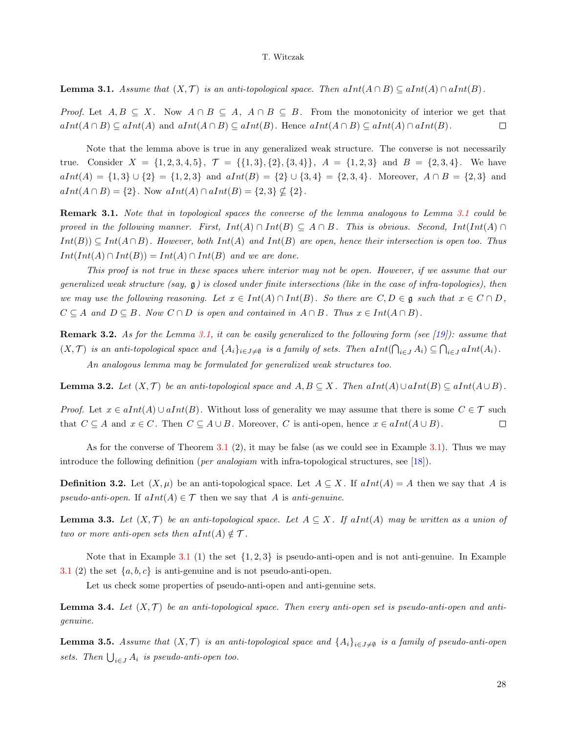**Lemma 3.1.** *Assume that $(X, \mathcal{T})$ is an anti-topological space. Then $aInt(A \cap B) \subseteq aInt(A) \cap aInt(B)$.*

*Proof.* Let $A, B \subseteq X$. Now $A \cap B \subseteq A$, $A \cap B \subseteq B$. From the monotonicity of interior we get that $aInt(A \cap B) \subseteq aInt(A)$ and $aInt(A \cap B) \subseteq aInt(B)$. Hence $aInt(A \cap B) \subseteq aInt(A) \cap aInt(B)$. □

Note that the lemma above is true in any generalized weak structure. The converse is not necessarily true. Consider $X = \{1, 2, 3, 4, 5\}$, $\mathcal{T} = \{\{1, 3\}, \{2\}, \{3, 4\}\}$, $A = \{1, 2, 3\}$ and $B = \{2, 3, 4\}$. We have $aInt(A) = \{1, 3\} \cup \{2\} = \{1, 2, 3\}$ and $aInt(B) = \{2\} \cup \{3, 4\} = \{2, 3, 4\}$. Moreover, $A \cap B = \{2, 3\}$ and $aInt(A \cap B) = \{2\}$. Now $aInt(A) \cap aInt(B) = \{2, 3\} \nsubseteq \{2\}$.

**Remark 3.1.** *Note that in topological spaces the converse of the lemma analogous to Lemma 3.1 could be proved in the following manner. First, $Int(A) \cap Int(B) \subseteq A \cap B$. This is obvious. Second, $Int(Int(A) \cap Int(B)) \subseteq Int(A \cap B)$. However, both $Int(A)$ and $Int(B)$ are open, hence their intersection is open too. Thus $Int(Int(A) \cap Int(B)) = Int(A) \cap Int(B)$ and we are done.*

*This proof is not true in these spaces where interior may not be open. However, if we assume that our generalized weak structure (say, $\mathfrak{g}$) is closed under finite intersections (like in the case of infra-topologies), then we may use the following reasoning. Let $x \in Int(A) \cap Int(B)$. So there are $C, D \in \mathfrak{g}$ such that $x \in C \cap D$, $C \subseteq A$ and $D \subseteq B$. Now $C \cap D$ is open and contained in $A \cap B$. Thus $x \in Int(A \cap B)$.*

**Remark 3.2.** *As for the Lemma 3.1, it can be easily generalized to the following form (see [19]): assume that $(X, \mathcal{T})$ is an anti-topological space and $\{A_i\}_{i \in J \neq \emptyset}$ is a family of sets. Then $aInt(\bigcap_{i \in J} A_i) \subseteq \bigcap_{i \in J} aInt(A_i)$.*

*An analogous lemma may be formulated for generalized weak structures too.*

**Lemma 3.2.** *Let $(X, \mathcal{T})$ be an anti-topological space and $A, B \subseteq X$. Then $aInt(A) \cup aInt(B) \subseteq aInt(A \cup B)$.*

*Proof.* Let $x \in aInt(A) \cup aInt(B)$. Without loss of generality we may assume that there is some $C \in \mathcal{T}$ such that $C \subseteq A$ and $x \in C$. Then $C \subseteq A \cup B$. Moreover, $C$ is anti-open, hence $x \in aInt(A \cup B)$. □

As for the converse of Theorem 3.1 (2), it may be false (as we could see in Example 3.1). Thus we may introduce the following definition (*per analogiam* with infra-topological structures, see [18]).

**Definition 3.2.** Let $(X, \mu)$ be an anti-topological space. Let $A \subseteq X$. If $aInt(A) = A$ then we say that $A$ is *pseudo-anti-open*. If $aInt(A) \in \mathcal{T}$ then we say that $A$ is *anti-genuine*.

**Lemma 3.3.** *Let $(X, \mathcal{T})$ be an anti-topological space. Let $A \subseteq X$. If $aInt(A)$ may be written as a union of two or more anti-open sets then $aInt(A) \notin \mathcal{T}$.*

Note that in Example 3.1 (1) the set $\{1, 2, 3\}$ is pseudo-anti-open and is not anti-genuine. In Example 3.1 (2) the set $\{a, b, c\}$ is anti-genuine and is not pseudo-anti-open.

Let us check some properties of pseudo-anti-open and anti-genuine sets.

**Lemma 3.4.** *Let $(X, \mathcal{T})$ be an anti-topological space. Then every anti-open set is pseudo-anti-open and anti-genuine.*

**Lemma 3.5.** *Assume that $(X, \mathcal{T})$ is an anti-topological space and $\{A_i\}_{i \in J \neq \emptyset}$ is a family of pseudo-anti-open sets. Then $\bigcup_{i \in J} A_i$ is pseudo-anti-open too.*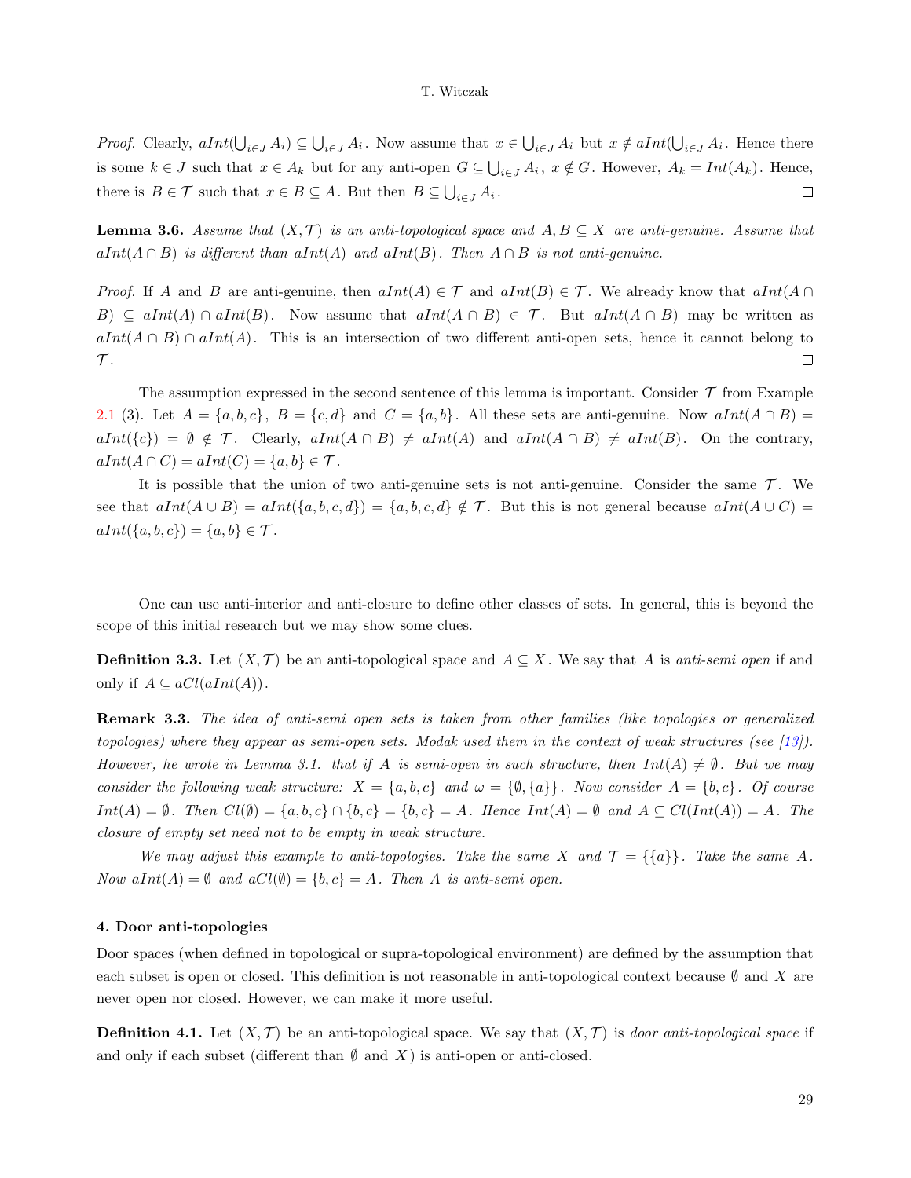*Proof.* Clearly, $aInt(\bigcup_{i \in J} A_i) \subseteq \bigcup_{i \in J} A_i$. Now assume that $x \in \bigcup_{i \in J} A_i$ but $x \notin aInt(\bigcup_{i \in J} A_i$. Hence there is some $k \in J$ such that $x \in A_k$ but for any anti-open $G \subseteq \bigcup_{i \in J} A_i$, $x \notin G$. However, $A_k = Int(A_k)$. Hence, there is $B \in \mathcal{T}$ such that $x \in B \subseteq A$. But then $B \subseteq \bigcup_{i \in J} A_i$. □

**Lemma 3.6.** *Assume that $(X, \mathcal{T})$ is an anti-topological space and $A, B \subseteq X$ are anti-genuine. Assume that $aInt(A \cap B)$ is different than $aInt(A)$ and $aInt(B)$. Then $A \cap B$ is not anti-genuine.*

*Proof.* If $A$ and $B$ are anti-genuine, then $aInt(A) \in \mathcal{T}$ and $aInt(B) \in \mathcal{T}$. We already know that $aInt(A \cap B) \subseteq aInt(A) \cap aInt(B)$. Now assume that $aInt(A \cap B) \in \mathcal{T}$. But $aInt(A \cap B)$ may be written as $aInt(A \cap B) \cap aInt(A)$. This is an intersection of two different anti-open sets, hence it cannot belong to $\mathcal{T}$. □

The assumption expressed in the second sentence of this lemma is important. Consider $\mathcal{T}$ from Example 2.1 (3). Let $A = \{a, b, c\}$, $B = \{c, d\}$ and $C = \{a, b\}$. All these sets are anti-genuine. Now $aInt(A \cap B) = aInt(\{c\}) = \emptyset \notin \mathcal{T}$. Clearly, $aInt(A \cap B) \neq aInt(A)$ and $aInt(A \cap B) \neq aInt(B)$. On the contrary, $aInt(A \cap C) = aInt(C) = \{a, b\} \in \mathcal{T}$.

It is possible that the union of two anti-genuine sets is not anti-genuine. Consider the same $\mathcal{T}$. We see that $aInt(A \cup B) = aInt(\{a, b, c, d\}) = \{a, b, c, d\} \notin \mathcal{T}$. But this is not general because $aInt(A \cup C) = aInt(\{a, b, c\}) = \{a, b\} \in \mathcal{T}$.

One can use anti-interior and anti-closure to define other classes of sets. In general, this is beyond the scope of this initial research but we may show some clues.

**Definition 3.3.** Let $(X, \mathcal{T})$ be an anti-topological space and $A \subseteq X$. We say that $A$ is *anti-semi open* if and only if $A \subseteq aCl(aInt(A))$.

**Remark 3.3.** *The idea of anti-semi open sets is taken from other families (like topologies or generalized topologies) where they appear as semi-open sets. Modak used them in the context of weak structures (see [13]). However, he wrote in Lemma 3.1. that if $A$ is semi-open in such structure, then $Int(A) \neq \emptyset$. But we may consider the following weak structure: $X = \{a, b, c\}$ and $\omega = \{\emptyset, \{a\}\}$. Now consider $A = \{b, c\}$. Of course $Int(A) = \emptyset$. Then $Cl(\emptyset) = \{a, b, c\} \cap \{b, c\} = \{b, c\} = A$. Hence $Int(A) = \emptyset$ and $A \subseteq Cl(Int(A)) = A$. The closure of empty set need not to be empty in weak structure.*

*We may adjust this example to anti-topologies. Take the same $X$ and $\mathcal{T} = \{\{a\}\}$. Take the same $A$. Now $aInt(A) = \emptyset$ and $aCl(\emptyset) = \{b, c\} = A$. Then $A$ is anti-semi open.*

### 4. Door anti-topologies

Door spaces (when defined in topological or supra-topological environment) are defined by the assumption that each subset is open or closed. This definition is not reasonable in anti-topological context because $\emptyset$ and $X$ are never open nor closed. However, we can make it more useful.

**Definition 4.1.** Let $(X, \mathcal{T})$ be an anti-topological space. We say that $(X, \mathcal{T})$ is *door anti-topological space* if and only if each subset (different than $\emptyset$ and $X$) is anti-open or anti-closed.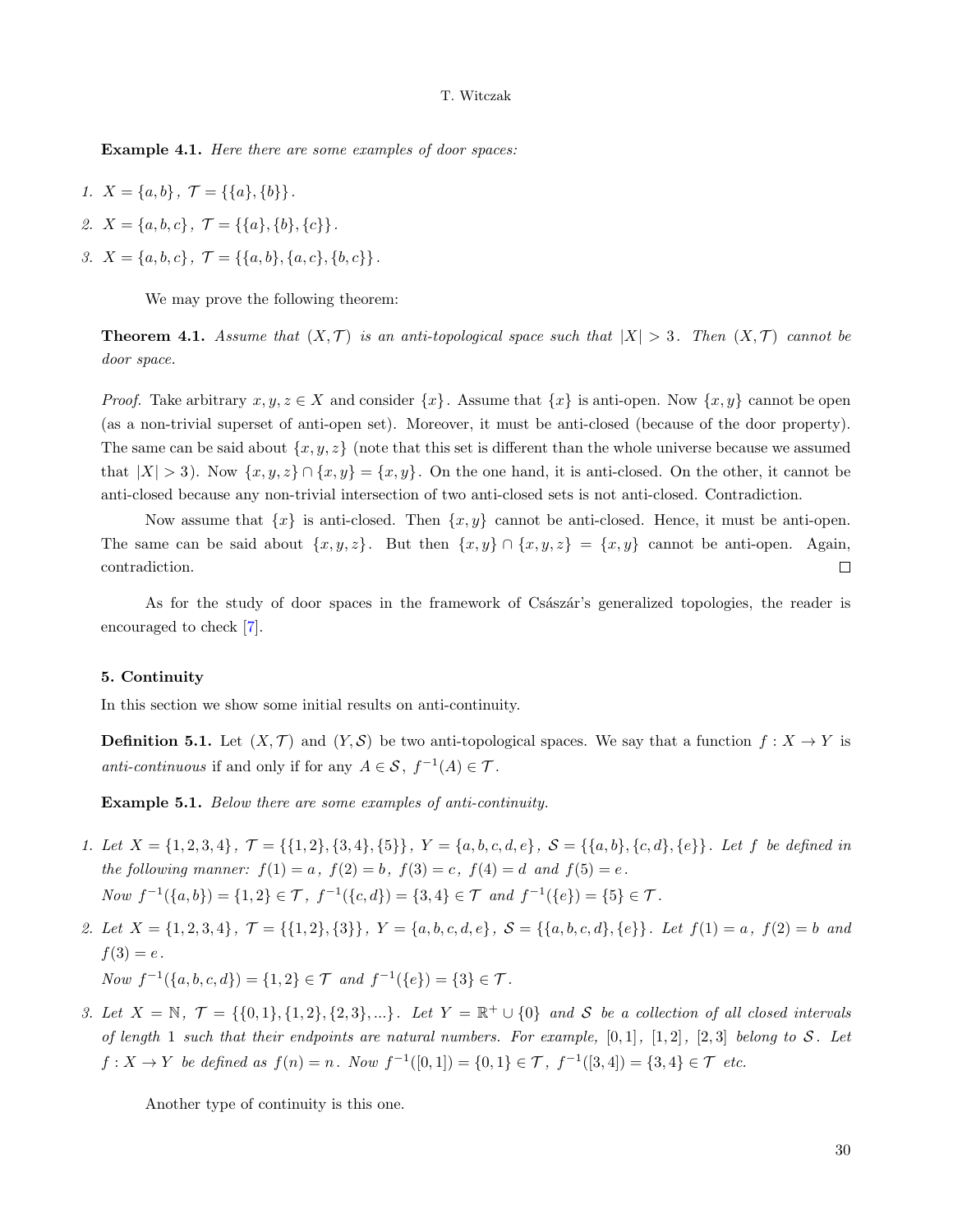**Example 4.1.** *Here there are some examples of door spaces:*

1. $X = \{a, b\}$, $\mathcal{T} = \{\{a\}, \{b\}\}$.
2. $X = \{a, b, c\}$, $\mathcal{T} = \{\{a\}, \{b\}, \{c\}\}$.
3. $X = \{a, b, c\}$, $\mathcal{T} = \{\{a, b\}, \{a, c\}, \{b, c\}\}$.

We may prove the following theorem:

**Theorem 4.1.** *Assume that $(X, \mathcal{T})$ is an anti-topological space such that $|X| > 3$. Then $(X, \mathcal{T})$ cannot be door space.*

*Proof.* Take arbitrary $x, y, z \in X$ and consider $\{x\}$. Assume that $\{x\}$ is anti-open. Now $\{x, y\}$ cannot be open (as a non-trivial superset of anti-open set). Moreover, it must be anti-closed (because of the door property). The same can be said about $\{x, y, z\}$ (note that this set is different than the whole universe because we assumed that $|X| > 3$). Now $\{x, y, z\} \cap \{x, y\} = \{x, y\}$. On the one hand, it is anti-closed. On the other, it cannot be anti-closed because any non-trivial intersection of two anti-closed sets is not anti-closed. Contradiction.

Now assume that $\{x\}$ is anti-closed. Then $\{x, y\}$ cannot be anti-closed. Hence, it must be anti-open. The same can be said about $\{x, y, z\}$. But then $\{x, y\} \cap \{x, y, z\} = \{x, y\}$ cannot be anti-open. Again, contradiction. □

As for the study of door spaces in the framework of Császár's generalized topologies, the reader is encouraged to check [7].

## 5. Continuity

In this section we show some initial results on anti-continuity.

**Definition 5.1.** Let $(X, \mathcal{T})$ and $(Y, \mathcal{S})$ be two anti-topological spaces. We say that a function $f : X \to Y$ is *anti-continuous* if and only if for any $A \in \mathcal{S}$, $f^{-1}(A) \in \mathcal{T}$.

**Example 5.1.** *Below there are some examples of anti-continuity.*

1. *Let $X = \{1, 2, 3, 4\}$, $\mathcal{T} = \{\{1, 2\}, \{3, 4\}, \{5\}\}$, $Y = \{a, b, c, d, e\}$, $\mathcal{S} = \{\{a, b\}, \{c, d\}, \{e\}\}$. Let $f$ be defined in the following manner: $f(1) = a$, $f(2) = b$, $f(3) = c$, $f(4) = d$ and $f(5) = e$.*
   *Now $f^{-1}(\{a, b\}) = \{1, 2\} \in \mathcal{T}$, $f^{-1}(\{c, d\}) = \{3, 4\} \in \mathcal{T}$ and $f^{-1}(\{e\}) = \{5\} \in \mathcal{T}$.*
2. *Let $X = \{1, 2, 3, 4\}$, $\mathcal{T} = \{\{1, 2\}, \{3\}\}$, $Y = \{a, b, c, d, e\}$, $\mathcal{S} = \{\{a, b, c, d\}, \{e\}\}$. Let $f(1) = a$, $f(2) = b$ and $f(3) = e$.*
   *Now $f^{-1}(\{a, b, c, d\}) = \{1, 2\} \in \mathcal{T}$ and $f^{-1}(\{e\}) = \{3\} \in \mathcal{T}$.*
3. *Let $X = \mathbb{N}$, $\mathcal{T} = \{\{0, 1\}, \{1, 2\}, \{2, 3\}, ...\}$. Let $Y = \mathbb{R}^+ \cup \{0\}$ and $\mathcal{S}$ be a collection of all closed intervals of length 1 such that their endpoints are natural numbers. For example, $[0, 1]$, $[1, 2]$, $[2, 3]$ belong to $\mathcal{S}$. Let $f : X \to Y$ be defined as $f(n) = n$. Now $f^{-1}([0, 1]) = \{0, 1\} \in \mathcal{T}$, $f^{-1}([3, 4]) = \{3, 4\} \in \mathcal{T}$ etc.*

Another type of continuity is this one.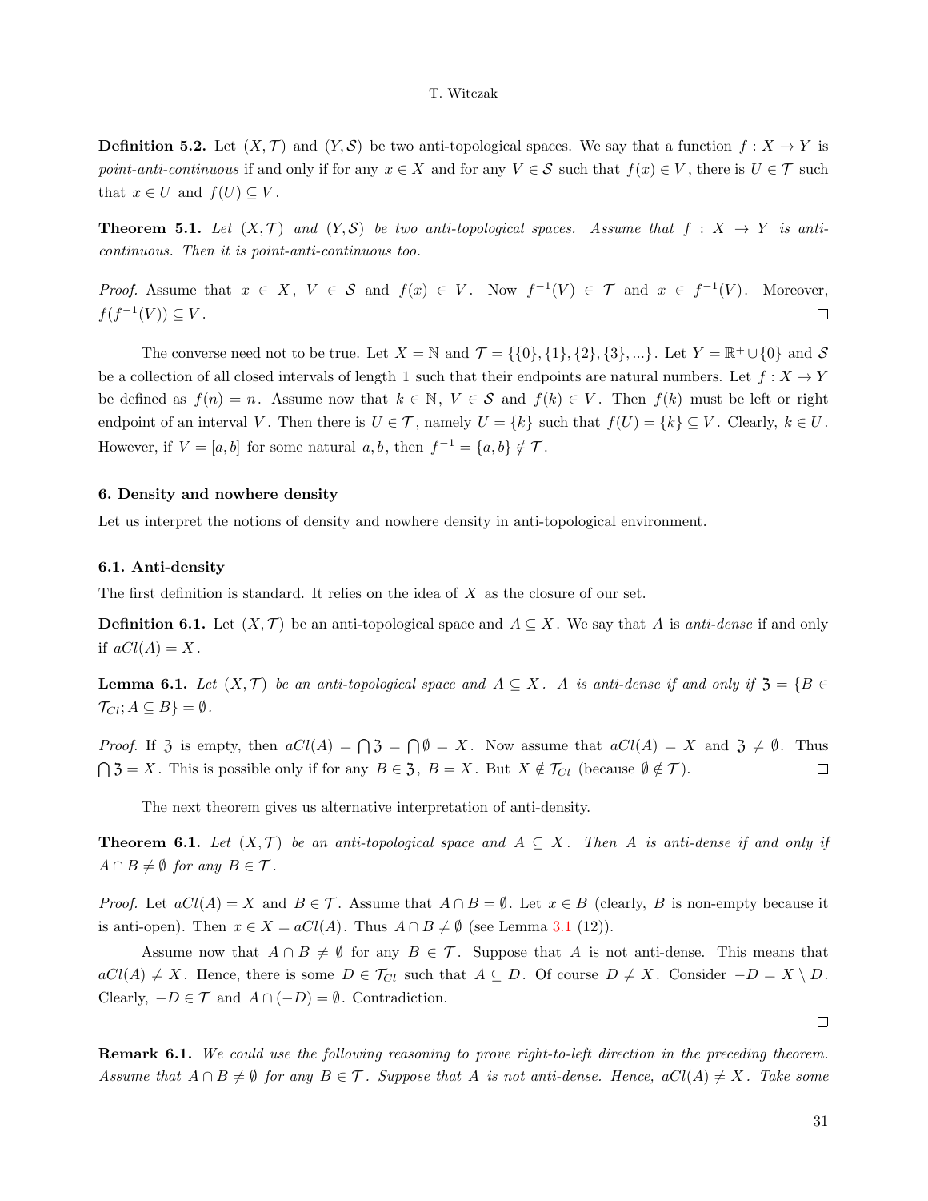**Definition 5.2.** Let $(X, \mathcal{T})$ and $(Y, \mathcal{S})$ be two anti-topological spaces. We say that a function $f : X \to Y$ is *point-anti-continuous* if and only if for any $x \in X$ and for any $V \in \mathcal{S}$ such that $f(x) \in V$, there is $U \in \mathcal{T}$ such that $x \in U$ and $f(U) \subseteq V$.

**Theorem 5.1.** *Let $(X, \mathcal{T})$ and $(Y, \mathcal{S})$ be two anti-topological spaces. Assume that $f : X \to Y$ is anti-continuous. Then it is point-anti-continuous too.*

*Proof.* Assume that $x \in X$, $V \in \mathcal{S}$ and $f(x) \in V$. Now $f^{-1}(V) \in \mathcal{T}$ and $x \in f^{-1}(V)$. Moreover, $f(f^{-1}(V)) \subseteq V$. □

The converse need not to be true. Let $X = \mathbb{N}$ and $\mathcal{T} = \{\{0\}, \{1\}, \{2\}, \{3\}, ...\}$. Let $Y = \mathbb{R}^+ \cup \{0\}$ and $\mathcal{S}$ be a collection of all closed intervals of length 1 such that their endpoints are natural numbers. Let $f : X \to Y$ be defined as $f(n) = n$. Assume now that $k \in \mathbb{N}$, $V \in \mathcal{S}$ and $f(k) \in V$. Then $f(k)$ must be left or right endpoint of an interval $V$. Then there is $U \in \mathcal{T}$, namely $U = \{k\}$ such that $f(U) = \{k\} \subseteq V$. Clearly, $k \in U$. However, if $V = [a, b]$ for some natural $a, b$, then $f^{-1} = \{a, b\} \notin \mathcal{T}$.

## 6. Density and nowhere density

Let us interpret the notions of density and nowhere density in anti-topological environment.

### 6.1. Anti-density

The first definition is standard. It relies on the idea of $X$ as the closure of our set.

**Definition 6.1.** Let $(X, \mathcal{T})$ be an anti-topological space and $A \subseteq X$. We say that $A$ is *anti-dense* if and only if $aCl(A) = X$.

**Lemma 6.1.** *Let $(X, \mathcal{T})$ be an anti-topological space and $A \subseteq X$. $A$ is anti-dense if and only if $\mathfrak{Z} = \{B \in \mathcal{T}_{Cl}; A \subseteq B\} = \emptyset$.*

*Proof.* If $\mathfrak{Z}$ is empty, then $aCl(A) = \bigcap \mathfrak{Z} = \bigcap \emptyset = X$. Now assume that $aCl(A) = X$ and $\mathfrak{Z} \neq \emptyset$. Thus $\bigcap \mathfrak{Z} = X$. This is possible only if for any $B \in \mathfrak{Z}$, $B = X$. But $X \notin \mathcal{T}_{Cl}$ (because $\emptyset \notin \mathcal{T}$). □

The next theorem gives us alternative interpretation of anti-density.

**Theorem 6.1.** *Let $(X, \mathcal{T})$ be an anti-topological space and $A \subseteq X$. Then $A$ is anti-dense if and only if $A \cap B \neq \emptyset$ for any $B \in \mathcal{T}$.*

*Proof.* Let $aCl(A) = X$ and $B \in \mathcal{T}$. Assume that $A \cap B = \emptyset$. Let $x \in B$ (clearly, $B$ is non-empty because it is anti-open). Then $x \in X = aCl(A)$. Thus $A \cap B \neq \emptyset$ (see Lemma 3.1 (12)).

Assume now that $A \cap B \neq \emptyset$ for any $B \in \mathcal{T}$. Suppose that $A$ is not anti-dense. This means that $aCl(A) \neq X$. Hence, there is some $D \in \mathcal{T}_{Cl}$ such that $A \subseteq D$. Of course $D \neq X$. Consider $-D = X \setminus D$. Clearly, $-D \in \mathcal{T}$ and $A \cap (-D) = \emptyset$. Contradiction. □

**Remark 6.1.** *We could use the following reasoning to prove right-to-left direction in the preceding theorem. Assume that $A \cap B \neq \emptyset$ for any $B \in \mathcal{T}$. Suppose that $A$ is not anti-dense. Hence, $aCl(A) \neq X$. Take some*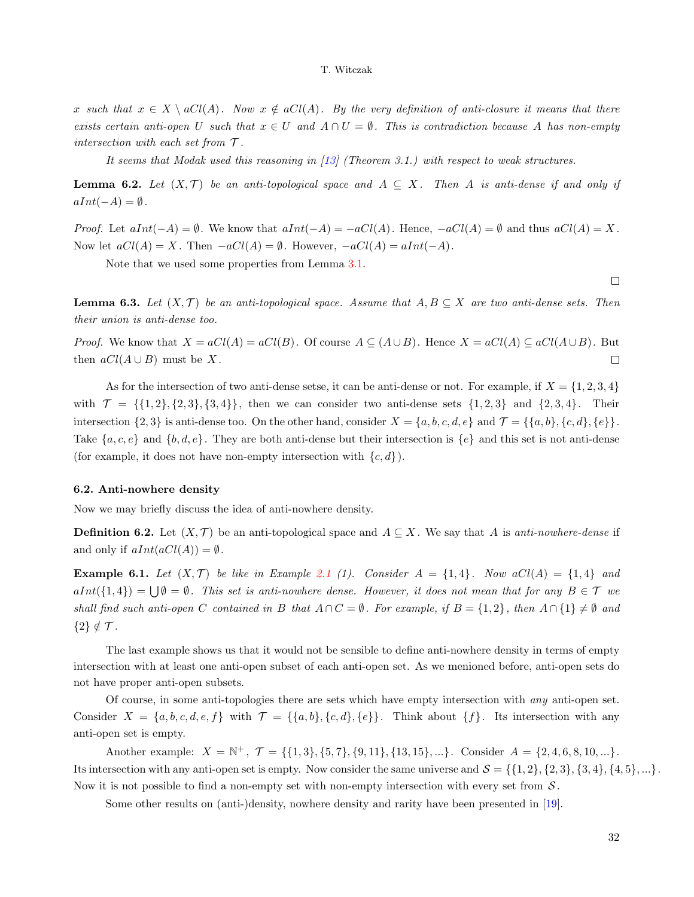*$x$ such that $x \in X \setminus aCl(A)$. Now $x \notin aCl(A)$. By the very definition of anti-closure it means that there exists certain anti-open $U$ such that $x \in U$ and $A \cap U = \emptyset$. This is contradiction because $A$ has non-empty intersection with each set from $\mathcal{T}$.*

*It seems that Modak used this reasoning in [13] (Theorem 3.1.) with respect to weak structures.*

**Lemma 6.2.** *Let $(X, \mathcal{T})$ be an anti-topological space and $A \subseteq X$. Then $A$ is anti-dense if and only if $aInt(-A) = \emptyset$.*

*Proof.* Let $aInt(-A) = \emptyset$. We know that $aInt(-A) = -aCl(A)$. Hence, $-aCl(A) = \emptyset$ and thus $aCl(A) = X$. Now let $aCl(A) = X$. Then $-aCl(A) = \emptyset$. However, $-aCl(A) = aInt(-A)$.

Note that we used some properties from Lemma 3.1. □

**Lemma 6.3.** *Let $(X, \mathcal{T})$ be an anti-topological space. Assume that $A, B \subseteq X$ are two anti-dense sets. Then their union is anti-dense too.*

*Proof.* We know that $X = aCl(A) = aCl(B)$. Of course $A \subseteq (A \cup B)$. Hence $X = aCl(A) \subseteq aCl(A \cup B)$. But then $aCl(A \cup B)$ must be $X$. □

As for the intersection of two anti-dense setse, it can be anti-dense or not. For example, if $X = \{1, 2, 3, 4\}$ with $\mathcal{T} = \{\{1, 2\}, \{2, 3\}, \{3, 4\}\}$, then we can consider two anti-dense sets $\{1, 2, 3\}$ and $\{2, 3, 4\}$. Their intersection $\{2, 3\}$ is anti-dense too. On the other hand, consider $X = \{a, b, c, d, e\}$ and $\mathcal{T} = \{\{a, b\}, \{c, d\}, \{e\}\}$. Take $\{a, c, e\}$ and $\{b, d, e\}$. They are both anti-dense but their intersection is $\{e\}$ and this set is not anti-dense (for example, it does not have non-empty intersection with $\{c, d\}$).

### 6.2. Anti-nowhere density

Now we may briefly discuss the idea of anti-nowhere density.

**Definition 6.2.** Let $(X, \mathcal{T})$ be an anti-topological space and $A \subseteq X$. We say that $A$ is *anti-nowhere-dense* if and only if $aInt(aCl(A)) = \emptyset$.

**Example 6.1.** *Let $(X, \mathcal{T})$ be like in Example 2.1 (1). Consider $A = \{1, 4\}$. Now $aCl(A) = \{1, 4\}$ and $aInt(\{1, 4\}) = \bigcup \emptyset = \emptyset$. This set is anti-nowhere dense. However, it does not mean that for any $B \in \mathcal{T}$ we shall find such anti-open $C$ contained in $B$ that $A \cap C = \emptyset$. For example, if $B = \{1, 2\}$, then $A \cap \{1\} \neq \emptyset$ and $\{2\} \notin \mathcal{T}$.*

The last example shows us that it would not be sensible to define anti-nowhere density in terms of empty intersection with at least one anti-open subset of each anti-open set. As we menioned before, anti-open sets do not have proper anti-open subsets.

Of course, in some anti-topologies there are sets which have empty intersection with *any* anti-open set. Consider $X = \{a, b, c, d, e, f\}$ with $\mathcal{T} = \{\{a, b\}, \{c, d\}, \{e\}\}$. Think about $\{f\}$. Its intersection with any anti-open set is empty.

Another example: $X = \mathbb{N}^+$, $\mathcal{T} = \{\{1, 3\}, \{5, 7\}, \{9, 11\}, \{13, 15\}, ...\}$. Consider $A = \{2, 4, 6, 8, 10, ...\}$. Its intersection with any anti-open set is empty. Now consider the same universe and $\mathcal{S} = \{\{1, 2\}, \{2, 3\}, \{3, 4\}, \{4, 5\}, ...\}$. Now it is not possible to find a non-empty set with non-empty intersection with every set from $\mathcal{S}$.

Some other results on (anti-)density, nowhere density and rarity have been presented in [19].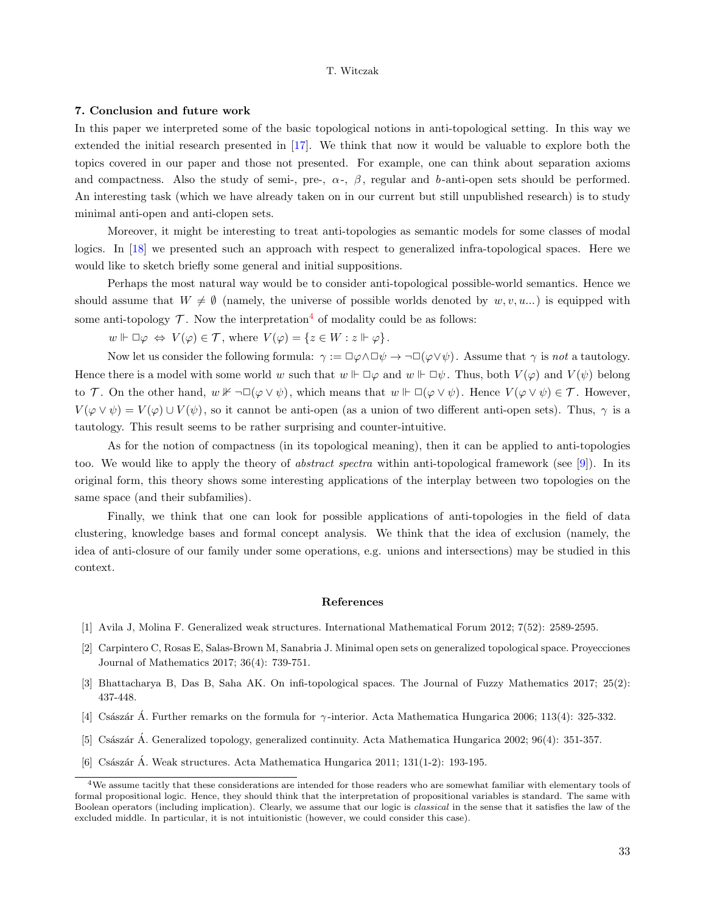### 7. Conclusion and future work

In this paper we interpreted some of the basic topological notions in anti-topological setting. In this way we extended the initial research presented in [17]. We think that now it would be valuable to explore both the topics covered in our paper and those not presented. For example, one can think about separation axioms and compactness. Also the study of semi-, pre-, $\alpha$-, $\beta$, regular and $b$-anti-open sets should be performed. An interesting task (which we have already taken on in our current but still unpublished research) is to study minimal anti-open and anti-clopen sets.

Moreover, it might be interesting to treat anti-topologies as semantic models for some classes of modal logics. In [18] we presented such an approach with respect to generalized infra-topological spaces. Here we would like to sketch briefly some general and initial suppositions.

Perhaps the most natural way would be to consider anti-topological possible-world semantics. Hence we should assume that $W \neq \emptyset$ (namely, the universe of possible worlds denoted by $w, v, u...$) is equipped with some anti-topology $\mathcal{T}$. Now the interpretation[4] of modality could be as follows:

$w \Vdash \Box\varphi \Leftrightarrow V(\varphi) \in \mathcal{T}$, where $V(\varphi) = \{z \in W : z \Vdash \varphi\}$.

Now let us consider the following formula: $\gamma := \Box\varphi \wedge \Box\psi \rightarrow \neg\Box(\varphi \vee \psi)$. Assume that $\gamma$ is *not* a tautology. Hence there is a model with some world $w$ such that $w \Vdash \Box\varphi$ and $w \Vdash \Box\psi$. Thus, both $V(\varphi)$ and $V(\psi)$ belong to $\mathcal{T}$. On the other hand, $w \nVdash \neg\Box(\varphi \vee \psi)$, which means that $w \Vdash \Box(\varphi \vee \psi)$. Hence $V(\varphi \vee \psi) \in \mathcal{T}$. However, $V(\varphi \vee \psi) = V(\varphi) \cup V(\psi)$, so it cannot be anti-open (as a union of two different anti-open sets). Thus, $\gamma$ is a tautology. This result seems to be rather surprising and counter-intuitive.

As for the notion of compactness (in its topological meaning), then it can be applied to anti-topologies too. We would like to apply the theory of *abstract spectra* within anti-topological framework (see [9]). In its original form, this theory shows some interesting applications of the interplay between two topologies on the same space (and their subfamilies).

Finally, we think that one can look for possible applications of anti-topologies in the field of data clustering, knowledge bases and formal concept analysis. We think that the idea of exclusion (namely, the idea of anti-closure of our family under some operations, e.g. unions and intersections) may be studied in this context.

### References

[1] Avila J, Molina F. Generalized weak structures. International Mathematical Forum 2012; 7(52): 2589-2595.

[2] Carpintero C, Rosas E, Salas-Brown M, Sanabria J. Minimal open sets on generalized topological space. Proyecciones Journal of Mathematics 2017; 36(4): 739-751.

[3] Bhattacharya B, Das B, Saha AK. On infi-topological spaces. The Journal of Fuzzy Mathematics 2017; 25(2): 437-448.

[4] Császár Á. Further remarks on the formula for $\gamma$-interior. Acta Mathematica Hungarica 2006; 113(4): 325-332.

[5] Császár Á. Generalized topology, generalized continuity. Acta Mathematica Hungarica 2002; 96(4): 351-357.

[6] Császár Á. Weak structures. Acta Mathematica Hungarica 2011; 131(1-2): 193-195.

[4] We assume tacitly that these considerations are intended for those readers who are somewhat familiar with elementary tools of formal propositional logic. Hence, they should think that the interpretation of propositional variables is standard. The same with Boolean operators (including implication). Clearly, we assume that our logic is *classical* in the sense that it satisfies the law of the excluded middle. In particular, it is not intuitionistic (however, we could consider this case).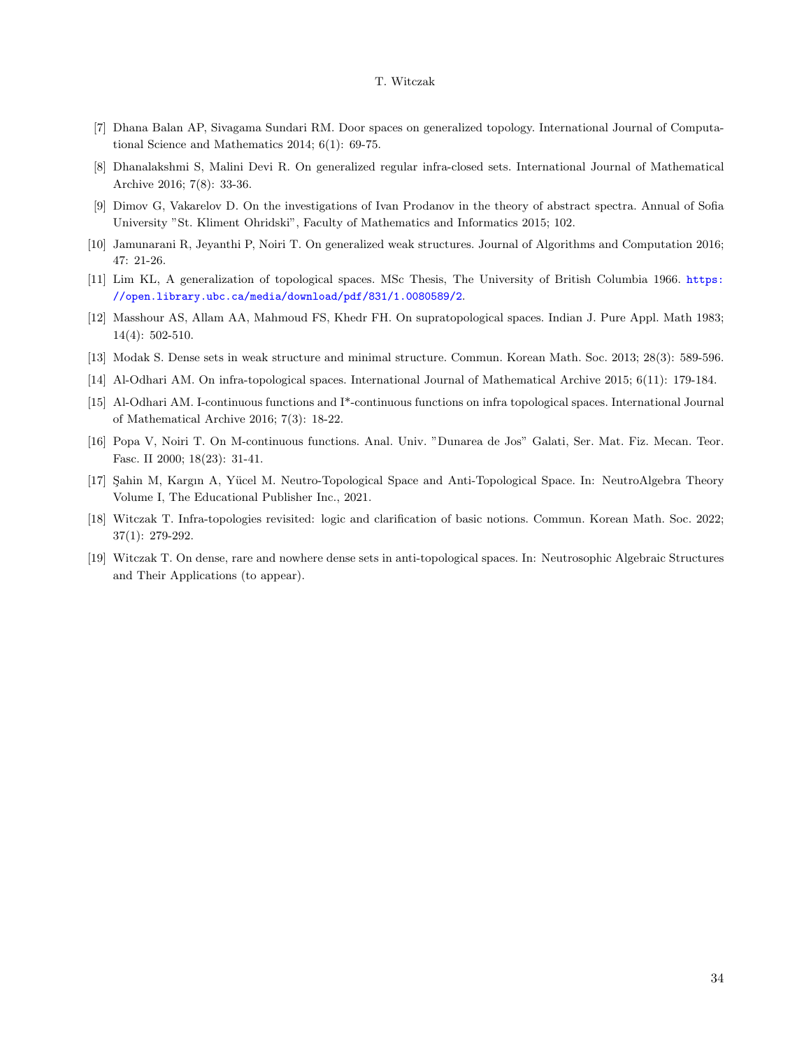[7] Dhana Balan AP, Sivagama Sundari RM. Door spaces on generalized topology. International Journal of Computational Science and Mathematics 2014; 6(1): 69-75.

[8] Dhanalakshmi S, Malini Devi R. On generalized regular infra-closed sets. International Journal of Mathematical Archive 2016; 7(8): 33-36.

[9] Dimov G, Vakarelov D. On the investigations of Ivan Prodanov in the theory of abstract spectra. Annual of Sofia University "St. Kliment Ohridski", Faculty of Mathematics and Informatics 2015; 102.

[10] Jamunarani R, Jeyanthi P, Noiri T. On generalized weak structures. Journal of Algorithms and Computation 2016; 47: 21-26.

[11] Lim KL, A generalization of topological spaces. MSc Thesis, The University of British Columbia 1966. https://open.library.ubc.ca/media/download/pdf/831/1.0080589/2.

[12] Masshour AS, Allam AA, Mahmoud FS, Khedr FH. On supratopological spaces. Indian J. Pure Appl. Math 1983; 14(4): 502-510.

[13] Modak S. Dense sets in weak structure and minimal structure. Commun. Korean Math. Soc. 2013; 28(3): 589-596.

[14] Al-Odhari AM. On infra-topological spaces. International Journal of Mathematical Archive 2015; 6(11): 179-184.

[15] Al-Odhari AM. I-continuous functions and I*-continuous functions on infra topological spaces. International Journal of Mathematical Archive 2016; 7(3): 18-22.

[16] Popa V, Noiri T. On M-continuous functions. Anal. Univ. "Dunarea de Jos" Galati, Ser. Mat. Fiz. Mecan. Teor. Fasc. II 2000; 18(23): 31-41.

[17] Şahin M, Kargın A, Yücel M. Neutro-Topological Space and Anti-Topological Space. In: NeutroAlgebra Theory Volume I, The Educational Publisher Inc., 2021.

[18] Witczak T. Infra-topologies revisited: logic and clarification of basic notions. Commun. Korean Math. Soc. 2022; 37(1): 279-292.

[19] Witczak T. On dense, rare and nowhere dense sets in anti-topological spaces. In: Neutrosophic Algebraic Structures and Their Applications (to appear).